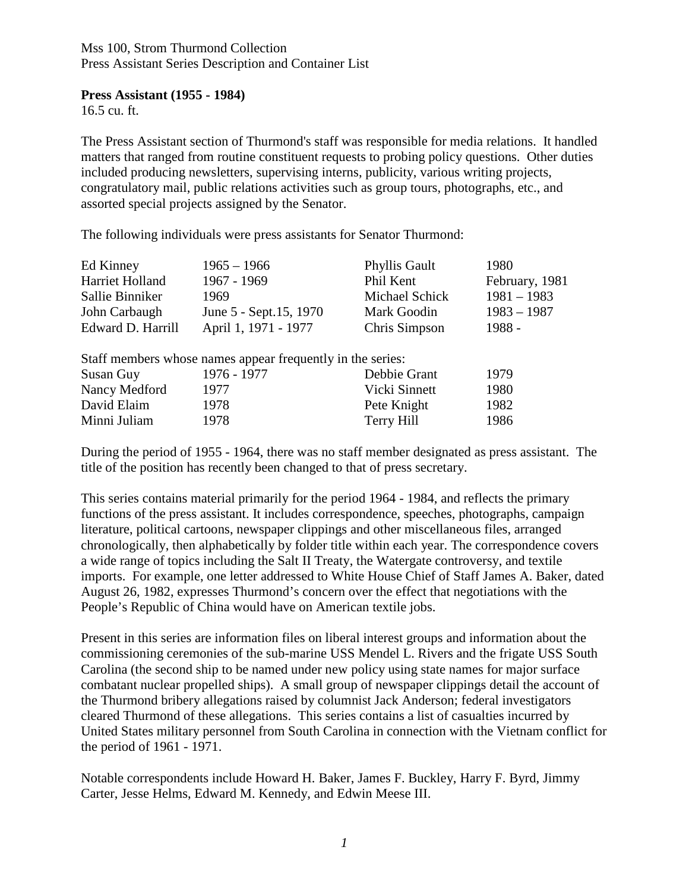Mss 100, Strom Thurmond Collection
Press Assistant Series Description and Container List

**Press Assistant (1955 - 1984)**
16.5 cu. ft.

The Press Assistant section of Thurmond's staff was responsible for media relations. It handled matters that ranged from routine constituent requests to probing policy questions. Other duties included producing newsletters, supervising interns, publicity, various writing projects, congratulatory mail, public relations activities such as group tours, photographs, etc., and assorted special projects assigned by the Senator.

The following individuals were press assistants for Senator Thurmond:

| | | | |
|---|---|---|---|
| Ed Kinney | 1965 – 1966 | Phyllis Gault | 1980 |
| Harriet Holland | 1967 - 1969 | Phil Kent | February, 1981 |
| Sallie Binniker | 1969 | Michael Schick | 1981 – 1983 |
| John Carbaugh | June 5 - Sept.15, 1970 | Mark Goodin | 1983 – 1987 |
| Edward D. Harrill | April 1, 1971 - 1977 | Chris Simpson | 1988 - |

Staff members whose names appear frequently in the series:

| | | | |
|---|---|---|---|
| Susan Guy | 1976 - 1977 | Debbie Grant | 1979 |
| Nancy Medford | 1977 | Vicki Sinnett | 1980 |
| David Elaim | 1978 | Pete Knight | 1982 |
| Minni Juliam | 1978 | Terry Hill | 1986 |

During the period of 1955 - 1964, there was no staff member designated as press assistant. The title of the position has recently been changed to that of press secretary.

This series contains material primarily for the period 1964 - 1984, and reflects the primary functions of the press assistant. It includes correspondence, speeches, photographs, campaign literature, political cartoons, newspaper clippings and other miscellaneous files, arranged chronologically, then alphabetically by folder title within each year. The correspondence covers a wide range of topics including the Salt II Treaty, the Watergate controversy, and textile imports. For example, one letter addressed to White House Chief of Staff James A. Baker, dated August 26, 1982, expresses Thurmond's concern over the effect that negotiations with the People's Republic of China would have on American textile jobs.

Present in this series are information files on liberal interest groups and information about the commissioning ceremonies of the sub-marine USS Mendel L. Rivers and the frigate USS South Carolina (the second ship to be named under new policy using state names for major surface combatant nuclear propelled ships). A small group of newspaper clippings detail the account of the Thurmond bribery allegations raised by columnist Jack Anderson; federal investigators cleared Thurmond of these allegations. This series contains a list of casualties incurred by United States military personnel from South Carolina in connection with the Vietnam conflict for the period of 1961 - 1971.

Notable correspondents include Howard H. Baker, James F. Buckley, Harry F. Byrd, Jimmy Carter, Jesse Helms, Edward M. Kennedy, and Edwin Meese III.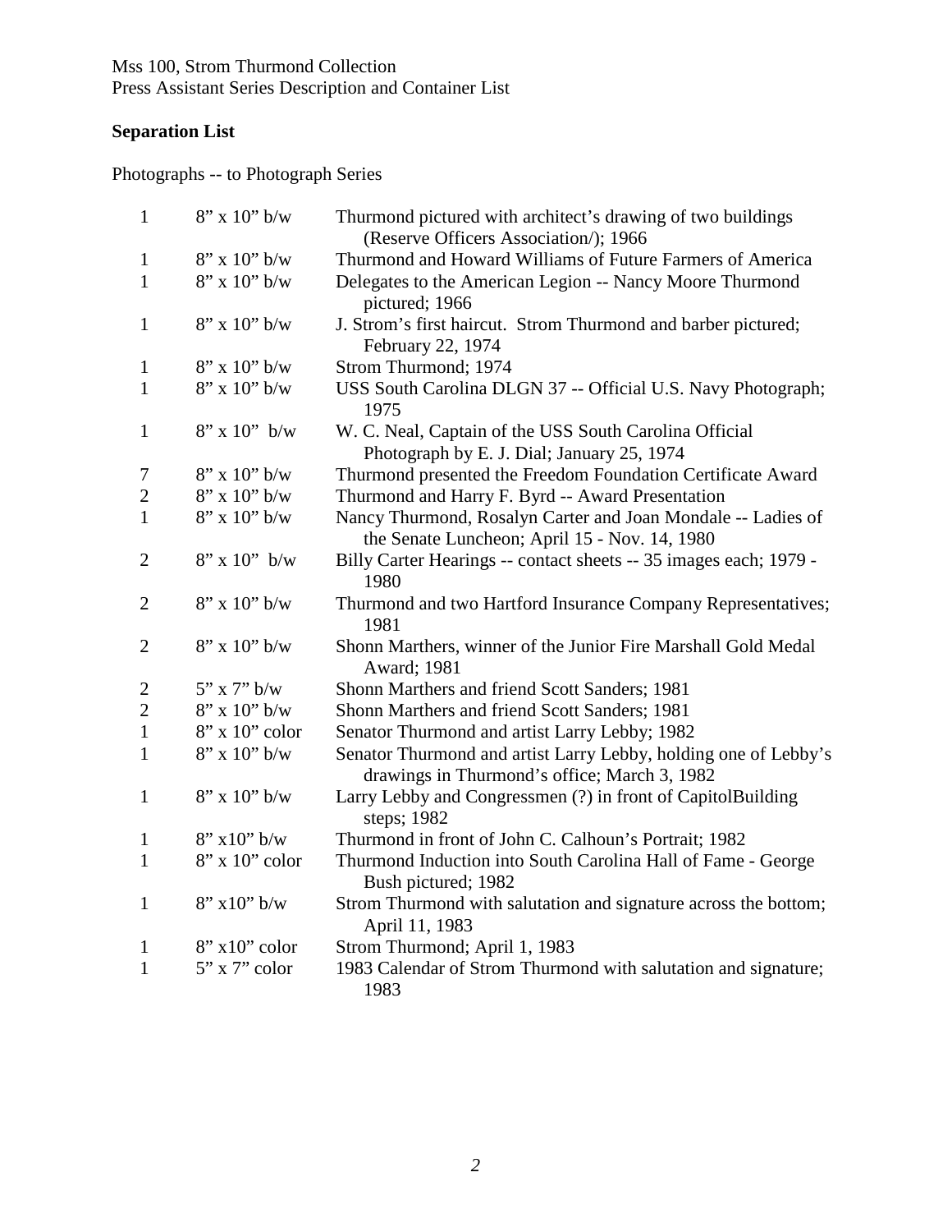Mss 100, Strom Thurmond Collection
Press Assistant Series Description and Container List

**Separation List**

Photographs -- to Photograph Series

| | | |
|---|---|---|
| 1 | 8" x 10" b/w | Thurmond pictured with architect's drawing of two buildings (Reserve Officers Association/); 1966 |
| 1 | 8" x 10" b/w | Thurmond and Howard Williams of Future Farmers of America |
| 1 | 8" x 10" b/w | Delegates to the American Legion -- Nancy Moore Thurmond pictured; 1966 |
| 1 | 8" x 10" b/w | J. Strom's first haircut. Strom Thurmond and barber pictured; February 22, 1974 |
| 1 | 8" x 10" b/w | Strom Thurmond; 1974 |
| 1 | 8" x 10" b/w | USS South Carolina DLGN 37 -- Official U.S. Navy Photograph; 1975 |
| 1 | 8" x 10" b/w | W. C. Neal, Captain of the USS South Carolina Official Photograph by E. J. Dial; January 25, 1974 |
| 7 | 8" x 10" b/w | Thurmond presented the Freedom Foundation Certificate Award |
| 2 | 8" x 10" b/w | Thurmond and Harry F. Byrd -- Award Presentation |
| 1 | 8" x 10" b/w | Nancy Thurmond, Rosalyn Carter and Joan Mondale -- Ladies of the Senate Luncheon; April 15 - Nov. 14, 1980 |
| 2 | 8" x 10" b/w | Billy Carter Hearings -- contact sheets -- 35 images each; 1979 - 1980 |
| 2 | 8" x 10" b/w | Thurmond and two Hartford Insurance Company Representatives; 1981 |
| 2 | 8" x 10" b/w | Shonn Marthers, winner of the Junior Fire Marshall Gold Medal Award; 1981 |
| 2 | 5" x 7" b/w | Shonn Marthers and friend Scott Sanders; 1981 |
| 2 | 8" x 10" b/w | Shonn Marthers and friend Scott Sanders; 1981 |
| 1 | 8" x 10" color | Senator Thurmond and artist Larry Lebby; 1982 |
| 1 | 8" x 10" b/w | Senator Thurmond and artist Larry Lebby, holding one of Lebby's drawings in Thurmond's office; March 3, 1982 |
| 1 | 8" x 10" b/w | Larry Lebby and Congressmen (?) in front of CapitolBuilding steps; 1982 |
| 1 | 8" x10" b/w | Thurmond in front of John C. Calhoun's Portrait; 1982 |
| 1 | 8" x 10" color | Thurmond Induction into South Carolina Hall of Fame - George Bush pictured; 1982 |
| 1 | 8" x10" b/w | Strom Thurmond with salutation and signature across the bottom; April 11, 1983 |
| 1 | 8" x10" color | Strom Thurmond; April 1, 1983 |
| 1 | 5" x 7" color | 1983 Calendar of Strom Thurmond with salutation and signature; 1983 |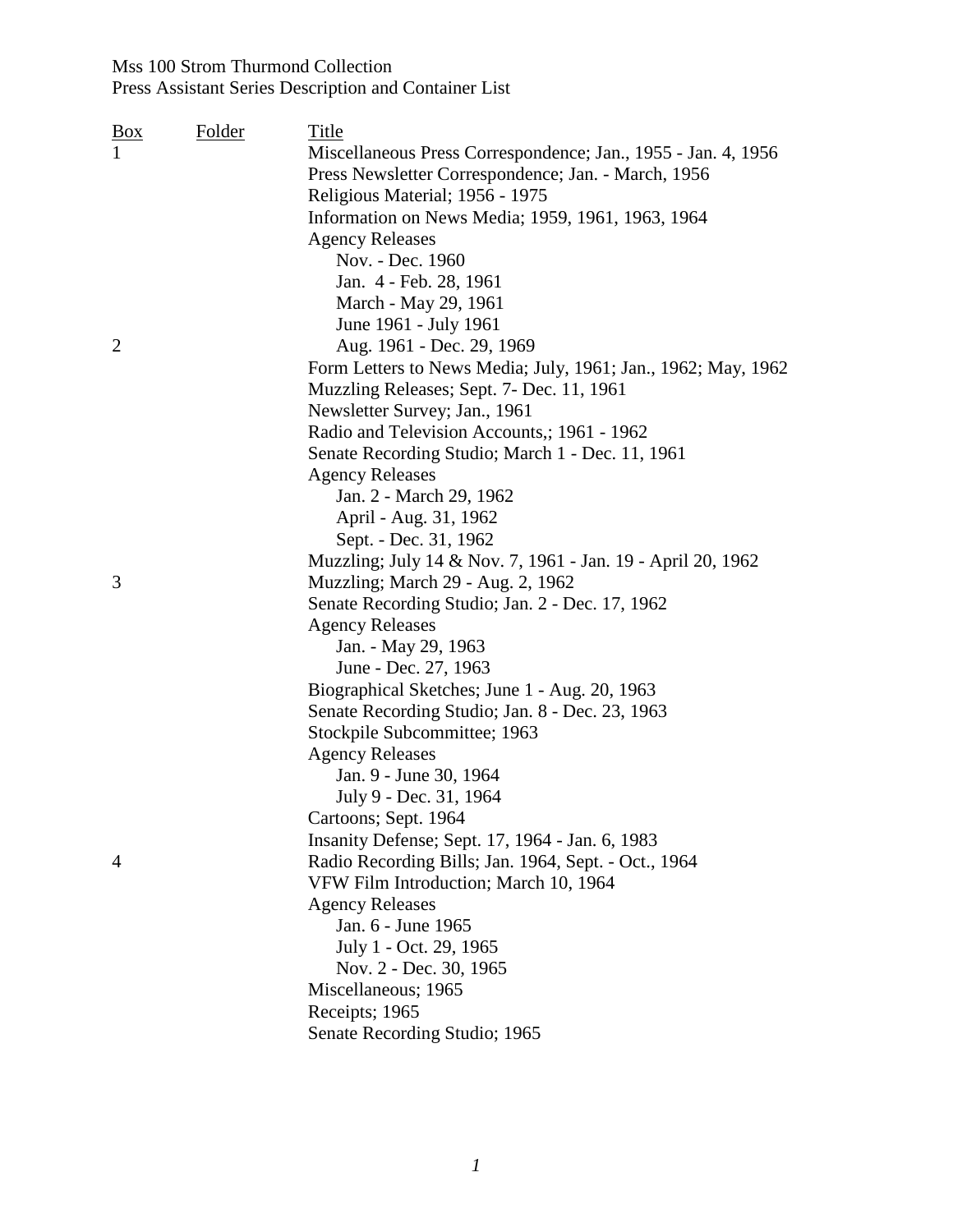Mss 100 Strom Thurmond Collection
Press Assistant Series Description and Container List

| Box | Folder | Title |
|---|---|---|
| 1 | | Miscellaneous Press Correspondence; Jan., 1955 - Jan. 4, 1956 |
| | | Press Newsletter Correspondence; Jan. - March, 1956 |
| | | Religious Material; 1956 - 1975 |
| | | Information on News Media; 1959, 1961, 1963, 1964 |
| | | Agency Releases |
| | | Nov. - Dec. 1960 |
| | | Jan. 4 - Feb. 28, 1961 |
| | | March - May 29, 1961 |
| | | June 1961 - July 1961 |
| 2 | | Aug. 1961 - Dec. 29, 1969 |
| | | Form Letters to News Media; July, 1961; Jan., 1962; May, 1962 |
| | | Muzzling Releases; Sept. 7- Dec. 11, 1961 |
| | | Newsletter Survey; Jan., 1961 |
| | | Radio and Television Accounts,; 1961 - 1962 |
| | | Senate Recording Studio; March 1 - Dec. 11, 1961 |
| | | Agency Releases |
| | | Jan. 2 - March 29, 1962 |
| | | April - Aug. 31, 1962 |
| | | Sept. - Dec. 31, 1962 |
| | | Muzzling; July 14 & Nov. 7, 1961 - Jan. 19 - April 20, 1962 |
| 3 | | Muzzling; March 29 - Aug. 2, 1962 |
| | | Senate Recording Studio; Jan. 2 - Dec. 17, 1962 |
| | | Agency Releases |
| | | Jan. - May 29, 1963 |
| | | June - Dec. 27, 1963 |
| | | Biographical Sketches; June 1 - Aug. 20, 1963 |
| | | Senate Recording Studio; Jan. 8 - Dec. 23, 1963 |
| | | Stockpile Subcommittee; 1963 |
| | | Agency Releases |
| | | Jan. 9 - June 30, 1964 |
| | | July 9 - Dec. 31, 1964 |
| | | Cartoons; Sept. 1964 |
| | | Insanity Defense; Sept. 17, 1964 - Jan. 6, 1983 |
| 4 | | Radio Recording Bills; Jan. 1964, Sept. - Oct., 1964 |
| | | VFW Film Introduction; March 10, 1964 |
| | | Agency Releases |
| | | Jan. 6 - June 1965 |
| | | July 1 - Oct. 29, 1965 |
| | | Nov. 2 - Dec. 30, 1965 |
| | | Miscellaneous; 1965 |
| | | Receipts; 1965 |
| | | Senate Recording Studio; 1965 |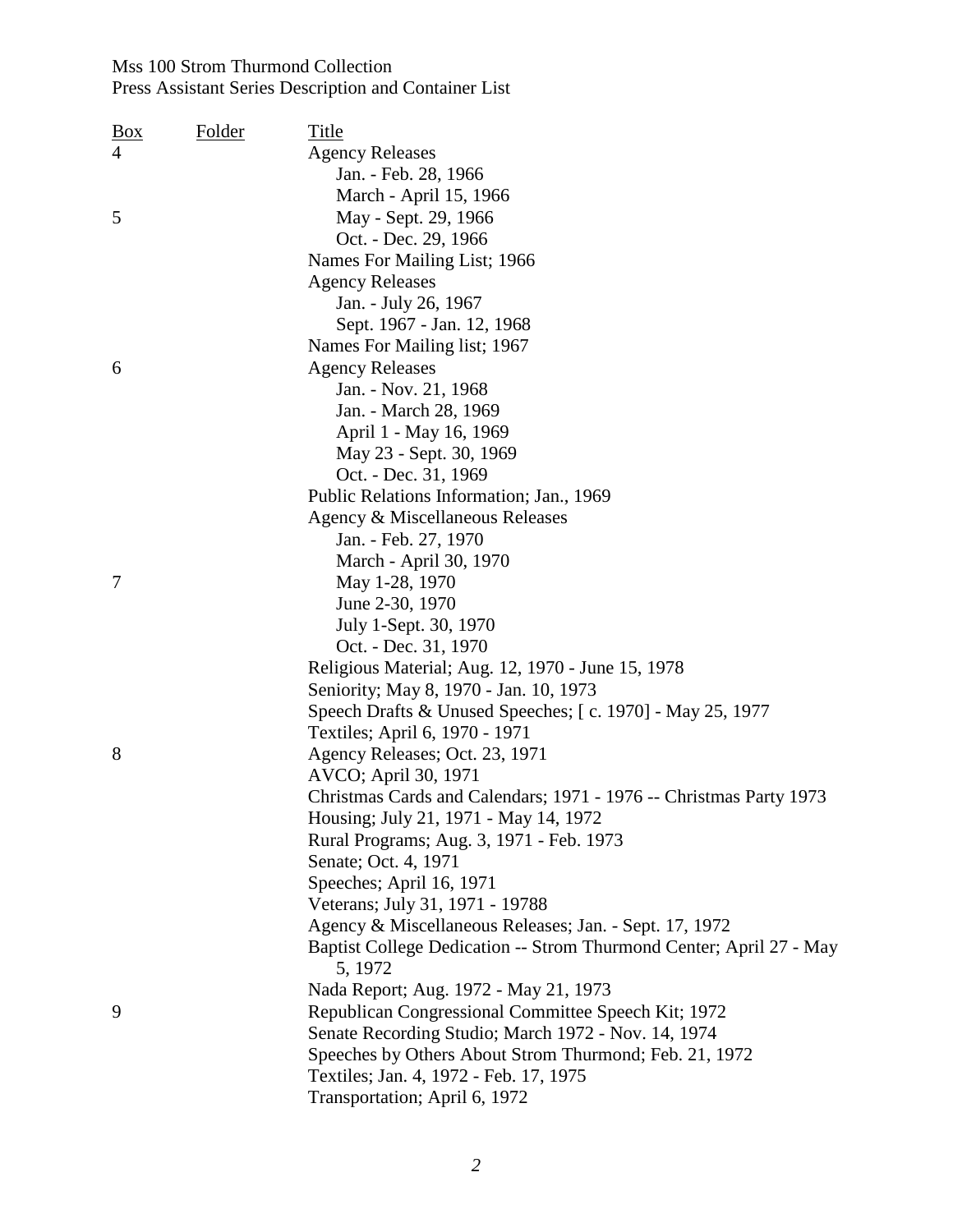Mss 100 Strom Thurmond Collection
Press Assistant Series Description and Container List

| Box | Folder | Title |
|---|---|---|
| 4 | | Agency Releases |
| | | Jan. - Feb. 28, 1966 |
| | | March - April 15, 1966 |
| 5 | | May - Sept. 29, 1966 |
| | | Oct. - Dec. 29, 1966 |
| | | Names For Mailing List; 1966 |
| | | Agency Releases |
| | | Jan. - July 26, 1967 |
| | | Sept. 1967 - Jan. 12, 1968 |
| | | Names For Mailing list; 1967 |
| 6 | | Agency Releases |
| | | Jan. - Nov. 21, 1968 |
| | | Jan. - March 28, 1969 |
| | | April 1 - May 16, 1969 |
| | | May 23 - Sept. 30, 1969 |
| | | Oct. - Dec. 31, 1969 |
| | | Public Relations Information; Jan., 1969 |
| | | Agency & Miscellaneous Releases |
| | | Jan. - Feb. 27, 1970 |
| | | March - April 30, 1970 |
| 7 | | May 1-28, 1970 |
| | | June 2-30, 1970 |
| | | July 1-Sept. 30, 1970 |
| | | Oct. - Dec. 31, 1970 |
| | | Religious Material; Aug. 12, 1970 - June 15, 1978 |
| | | Seniority; May 8, 1970 - Jan. 10, 1973 |
| | | Speech Drafts & Unused Speeches; [ c. 1970] - May 25, 1977 |
| | | Textiles; April 6, 1970 - 1971 |
| 8 | | Agency Releases; Oct. 23, 1971 |
| | | AVCO; April 30, 1971 |
| | | Christmas Cards and Calendars; 1971 - 1976 -- Christmas Party 1973 |
| | | Housing; July 21, 1971 - May 14, 1972 |
| | | Rural Programs; Aug. 3, 1971 - Feb. 1973 |
| | | Senate; Oct. 4, 1971 |
| | | Speeches; April 16, 1971 |
| | | Veterans; July 31, 1971 - 19788 |
| | | Agency & Miscellaneous Releases; Jan. - Sept. 17, 1972 |
| | | Baptist College Dedication -- Strom Thurmond Center; April 27 - May 5, 1972 |
| | | Nada Report; Aug. 1972 - May 21, 1973 |
| 9 | | Republican Congressional Committee Speech Kit; 1972 |
| | | Senate Recording Studio; March 1972 - Nov. 14, 1974 |
| | | Speeches by Others About Strom Thurmond; Feb. 21, 1972 |
| | | Textiles; Jan. 4, 1972 - Feb. 17, 1975 |
| | | Transportation; April 6, 1972 |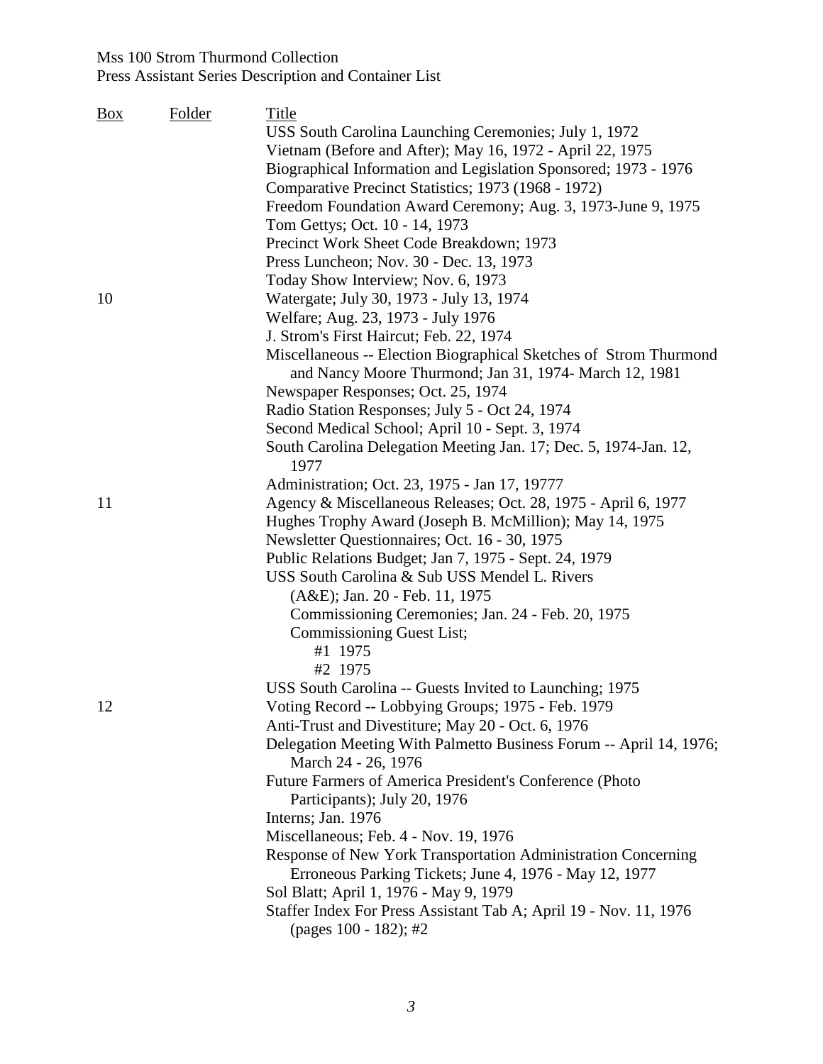| Box | Folder | Title |
|---|---|---|
| | | USS South Carolina Launching Ceremonies; July 1, 1972 |
| | | Vietnam (Before and After); May 16, 1972 - April 22, 1975 |
| | | Biographical Information and Legislation Sponsored; 1973 - 1976 |
| | | Comparative Precinct Statistics; 1973 (1968 - 1972) |
| | | Freedom Foundation Award Ceremony; Aug. 3, 1973-June 9, 1975 |
| | | Tom Gettys; Oct. 10 - 14, 1973 |
| | | Precinct Work Sheet Code Breakdown; 1973 |
| | | Press Luncheon; Nov. 30 - Dec. 13, 1973 |
| | | Today Show Interview; Nov. 6, 1973 |
| 10 | | Watergate; July 30, 1973 - July 13, 1974 |
| | | Welfare; Aug. 23, 1973 - July 1976 |
| | | J. Strom's First Haircut; Feb. 22, 1974 |
| | | Miscellaneous -- Election Biographical Sketches of Strom Thurmond and Nancy Moore Thurmond; Jan 31, 1974- March 12, 1981 |
| | | Newspaper Responses; Oct. 25, 1974 |
| | | Radio Station Responses; July 5 - Oct 24, 1974 |
| | | Second Medical School; April 10 - Sept. 3, 1974 |
| | | South Carolina Delegation Meeting Jan. 17; Dec. 5, 1974-Jan. 12, 1977 |
| | | Administration; Oct. 23, 1975 - Jan 17, 19777 |
| 11 | | Agency & Miscellaneous Releases; Oct. 28, 1975 - April 6, 1977 |
| | | Hughes Trophy Award (Joseph B. McMillion); May 14, 1975 |
| | | Newsletter Questionnaires; Oct. 16 - 30, 1975 |
| | | Public Relations Budget; Jan 7, 1975 - Sept. 24, 1979 |
| | | USS South Carolina & Sub USS Mendel L. Rivers |
| | | (A&E); Jan. 20 - Feb. 11, 1975 |
| | | Commissioning Ceremonies; Jan. 24 - Feb. 20, 1975 |
| | | Commissioning Guest List; |
| | | #1 1975 |
| | | #2 1975 |
| | | USS South Carolina -- Guests Invited to Launching; 1975 |
| 12 | | Voting Record -- Lobbying Groups; 1975 - Feb. 1979 |
| | | Anti-Trust and Divestiture; May 20 - Oct. 6, 1976 |
| | | Delegation Meeting With Palmetto Business Forum -- April 14, 1976; March 24 - 26, 1976 |
| | | Future Farmers of America President's Conference (Photo Participants); July 20, 1976 |
| | | Interns; Jan. 1976 |
| | | Miscellaneous; Feb. 4 - Nov. 19, 1976 |
| | | Response of New York Transportation Administration Concerning Erroneous Parking Tickets; June 4, 1976 - May 12, 1977 |
| | | Sol Blatt; April 1, 1976 - May 9, 1979 |
| | | Staffer Index For Press Assistant Tab A; April 19 - Nov. 11, 1976 (pages 100 - 182); #2 |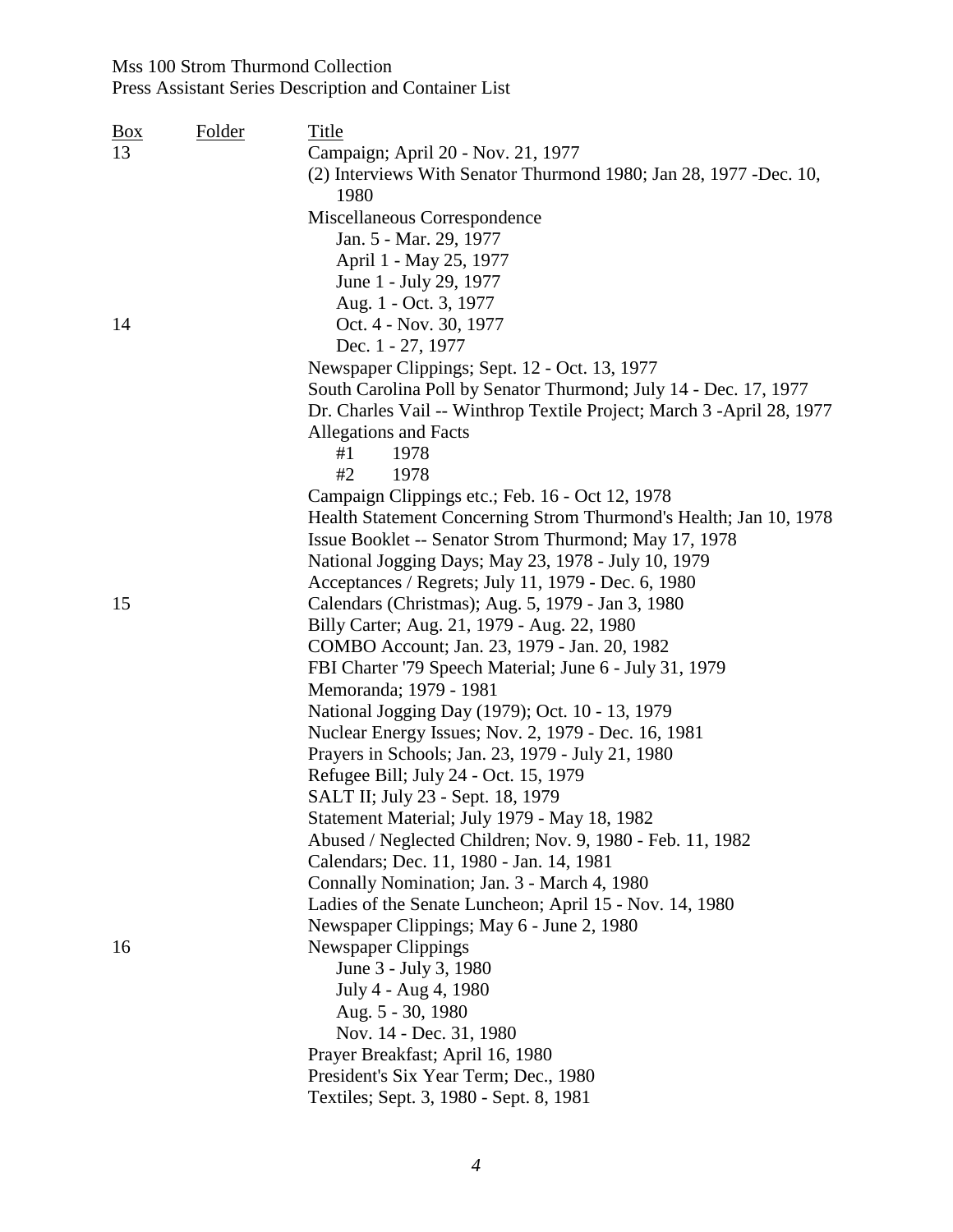| Box | Folder | Title |
|---|---|---|
| 13 | | Campaign; April 20 - Nov. 21, 1977 |
| | | (2) Interviews With Senator Thurmond 1980; Jan 28, 1977 -Dec. 10, 1980 |
| | | Miscellaneous Correspondence |
| | | Jan. 5 - Mar. 29, 1977 |
| | | April 1 - May 25, 1977 |
| | | June 1 - July 29, 1977 |
| | | Aug. 1 - Oct. 3, 1977 |
| 14 | | Oct. 4 - Nov. 30, 1977 |
| | | Dec. 1 - 27, 1977 |
| | | Newspaper Clippings; Sept. 12 - Oct. 13, 1977 |
| | | South Carolina Poll by Senator Thurmond; July 14 - Dec. 17, 1977 |
| | | Dr. Charles Vail -- Winthrop Textile Project; March 3 -April 28, 1977 |
| | | Allegations and Facts |
| | | #1 1978 |
| | | #2 1978 |
| | | Campaign Clippings etc.; Feb. 16 - Oct 12, 1978 |
| | | Health Statement Concerning Strom Thurmond's Health; Jan 10, 1978 |
| | | Issue Booklet -- Senator Strom Thurmond; May 17, 1978 |
| | | National Jogging Days; May 23, 1978 - July 10, 1979 |
| | | Acceptances / Regrets; July 11, 1979 - Dec. 6, 1980 |
| 15 | | Calendars (Christmas); Aug. 5, 1979 - Jan 3, 1980 |
| | | Billy Carter; Aug. 21, 1979 - Aug. 22, 1980 |
| | | COMBO Account; Jan. 23, 1979 - Jan. 20, 1982 |
| | | FBI Charter '79 Speech Material; June 6 - July 31, 1979 |
| | | Memoranda; 1979 - 1981 |
| | | National Jogging Day (1979); Oct. 10 - 13, 1979 |
| | | Nuclear Energy Issues; Nov. 2, 1979 - Dec. 16, 1981 |
| | | Prayers in Schools; Jan. 23, 1979 - July 21, 1980 |
| | | Refugee Bill; July 24 - Oct. 15, 1979 |
| | | SALT II; July 23 - Sept. 18, 1979 |
| | | Statement Material; July 1979 - May 18, 1982 |
| | | Abused / Neglected Children; Nov. 9, 1980 - Feb. 11, 1982 |
| | | Calendars; Dec. 11, 1980 - Jan. 14, 1981 |
| | | Connally Nomination; Jan. 3 - March 4, 1980 |
| | | Ladies of the Senate Luncheon; April 15 - Nov. 14, 1980 |
| | | Newspaper Clippings; May 6 - June 2, 1980 |
| 16 | | Newspaper Clippings |
| | | June 3 - July 3, 1980 |
| | | July 4 - Aug 4, 1980 |
| | | Aug. 5 - 30, 1980 |
| | | Nov. 14 - Dec. 31, 1980 |
| | | Prayer Breakfast; April 16, 1980 |
| | | President's Six Year Term; Dec., 1980 |
| | | Textiles; Sept. 3, 1980 - Sept. 8, 1981 |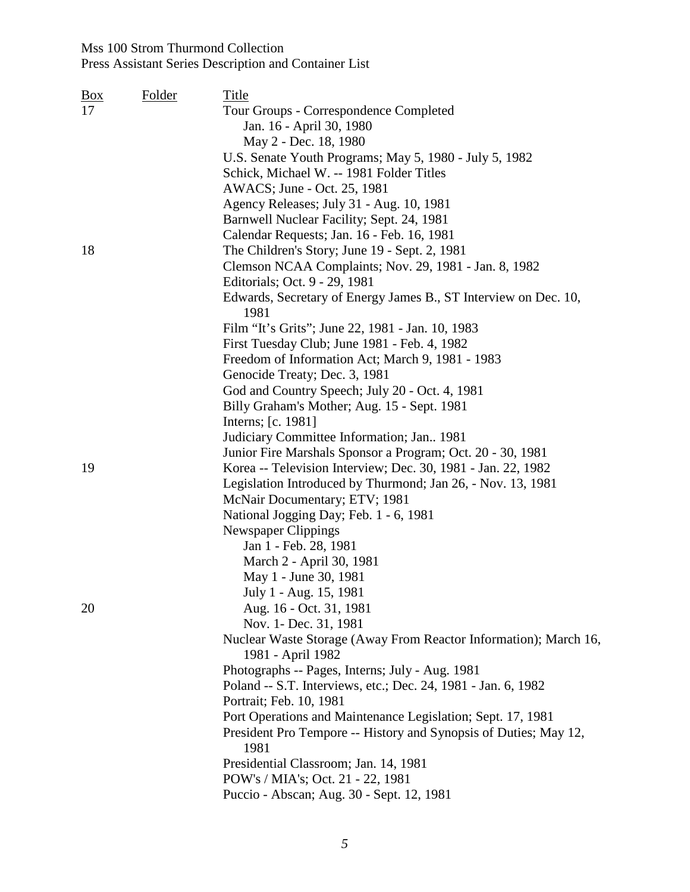Mss 100 Strom Thurmond Collection
Press Assistant Series Description and Container List

| Box | Folder | Title |
|---|---|---|
| 17 | | Tour Groups - Correspondence Completed |
| | | Jan. 16 - April 30, 1980 |
| | | May 2 - Dec. 18, 1980 |
| | | U.S. Senate Youth Programs; May 5, 1980 - July 5, 1982 |
| | | Schick, Michael W. -- 1981 Folder Titles |
| | | AWACS; June - Oct. 25, 1981 |
| | | Agency Releases; July 31 - Aug. 10, 1981 |
| | | Barnwell Nuclear Facility; Sept. 24, 1981 |
| | | Calendar Requests; Jan. 16 - Feb. 16, 1981 |
| 18 | | The Children's Story; June 19 - Sept. 2, 1981 |
| | | Clemson NCAA Complaints; Nov. 29, 1981 - Jan. 8, 1982 |
| | | Editorials; Oct. 9 - 29, 1981 |
| | | Edwards, Secretary of Energy James B., ST Interview on Dec. 10, 1981 |
| | | Film "It's Grits"; June 22, 1981 - Jan. 10, 1983 |
| | | First Tuesday Club; June 1981 - Feb. 4, 1982 |
| | | Freedom of Information Act; March 9, 1981 - 1983 |
| | | Genocide Treaty; Dec. 3, 1981 |
| | | God and Country Speech; July 20 - Oct. 4, 1981 |
| | | Billy Graham's Mother; Aug. 15 - Sept. 1981 |
| | | Interns; [c. 1981] |
| | | Judiciary Committee Information; Jan.. 1981 |
| | | Junior Fire Marshals Sponsor a Program; Oct. 20 - 30, 1981 |
| 19 | | Korea -- Television Interview; Dec. 30, 1981 - Jan. 22, 1982 |
| | | Legislation Introduced by Thurmond; Jan 26, - Nov. 13, 1981 |
| | | McNair Documentary; ETV; 1981 |
| | | National Jogging Day; Feb. 1 - 6, 1981 |
| | | Newspaper Clippings |
| | | Jan 1 - Feb. 28, 1981 |
| | | March 2 - April 30, 1981 |
| | | May 1 - June 30, 1981 |
| | | July 1 - Aug. 15, 1981 |
| 20 | | Aug. 16 - Oct. 31, 1981 |
| | | Nov. 1- Dec. 31, 1981 |
| | | Nuclear Waste Storage (Away From Reactor Information); March 16, 1981 - April 1982 |
| | | Photographs -- Pages, Interns; July - Aug. 1981 |
| | | Poland -- S.T. Interviews, etc.; Dec. 24, 1981 - Jan. 6, 1982 |
| | | Portrait; Feb. 10, 1981 |
| | | Port Operations and Maintenance Legislation; Sept. 17, 1981 |
| | | President Pro Tempore -- History and Synopsis of Duties; May 12, 1981 |
| | | Presidential Classroom; Jan. 14, 1981 |
| | | POW's / MIA's; Oct. 21 - 22, 1981 |
| | | Puccio - Abscan; Aug. 30 - Sept. 12, 1981 |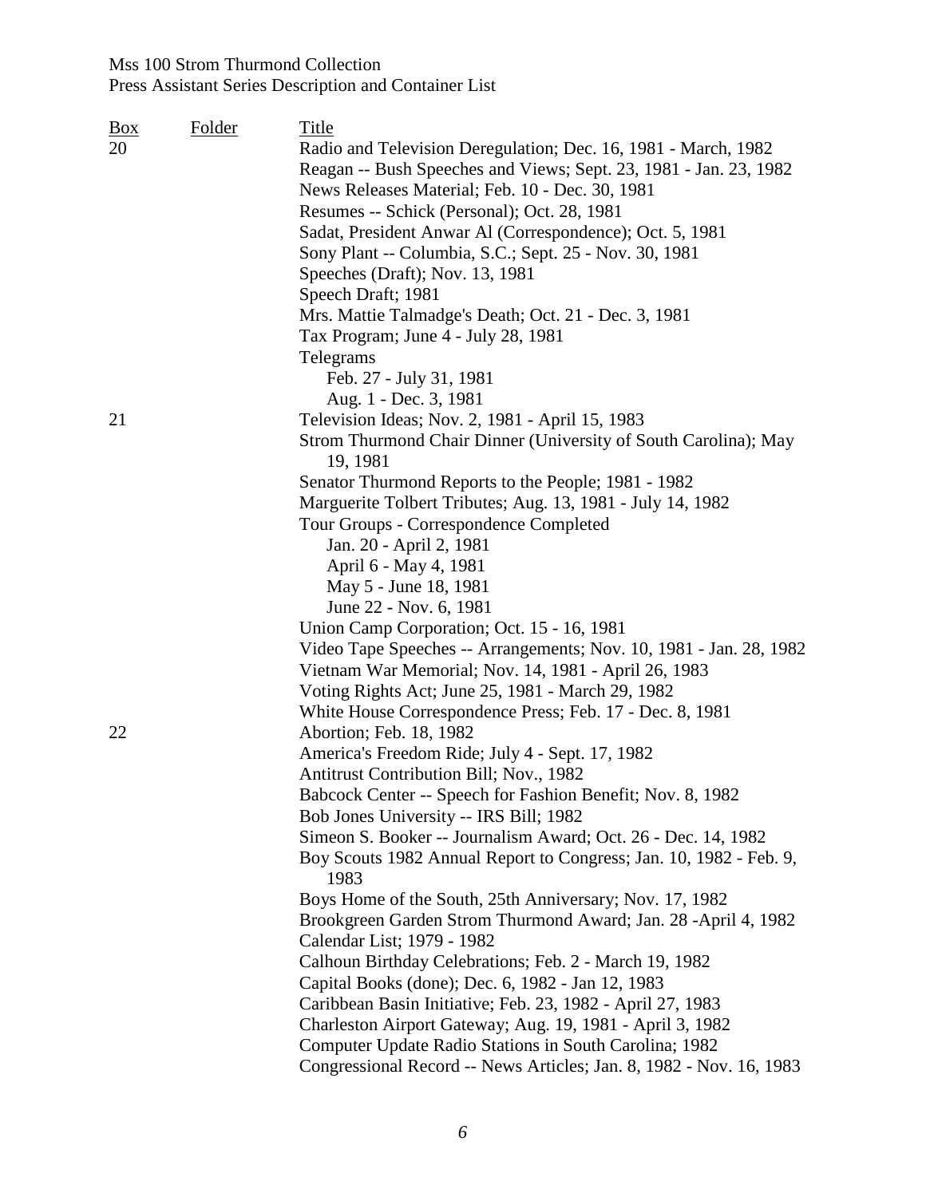| Box | Folder | Title |
|---|---|---|
| 20 | | Radio and Television Deregulation; Dec. 16, 1981 - March, 1982 |
| | | Reagan -- Bush Speeches and Views; Sept. 23, 1981 - Jan. 23, 1982 |
| | | News Releases Material; Feb. 10 - Dec. 30, 1981 |
| | | Resumes -- Schick (Personal); Oct. 28, 1981 |
| | | Sadat, President Anwar Al (Correspondence); Oct. 5, 1981 |
| | | Sony Plant -- Columbia, S.C.; Sept. 25 - Nov. 30, 1981 |
| | | Speeches (Draft); Nov. 13, 1981 |
| | | Speech Draft; 1981 |
| | | Mrs. Mattie Talmadge's Death; Oct. 21 - Dec. 3, 1981 |
| | | Tax Program; June 4 - July 28, 1981 |
| | | Telegrams |
| | | Feb. 27 - July 31, 1981 |
| | | Aug. 1 - Dec. 3, 1981 |
| 21 | | Television Ideas; Nov. 2, 1981 - April 15, 1983 |
| | | Strom Thurmond Chair Dinner (University of South Carolina); May 19, 1981 |
| | | Senator Thurmond Reports to the People; 1981 - 1982 |
| | | Marguerite Tolbert Tributes; Aug. 13, 1981 - July 14, 1982 |
| | | Tour Groups - Correspondence Completed |
| | | Jan. 20 - April 2, 1981 |
| | | April 6 - May 4, 1981 |
| | | May 5 - June 18, 1981 |
| | | June 22 - Nov. 6, 1981 |
| | | Union Camp Corporation; Oct. 15 - 16, 1981 |
| | | Video Tape Speeches -- Arrangements; Nov. 10, 1981 - Jan. 28, 1982 |
| | | Vietnam War Memorial; Nov. 14, 1981 - April 26, 1983 |
| | | Voting Rights Act; June 25, 1981 - March 29, 1982 |
| | | White House Correspondence Press; Feb. 17 - Dec. 8, 1981 |
| 22 | | Abortion; Feb. 18, 1982 |
| | | America's Freedom Ride; July 4 - Sept. 17, 1982 |
| | | Antitrust Contribution Bill; Nov., 1982 |
| | | Babcock Center -- Speech for Fashion Benefit; Nov. 8, 1982 |
| | | Bob Jones University -- IRS Bill; 1982 |
| | | Simeon S. Booker -- Journalism Award; Oct. 26 - Dec. 14, 1982 |
| | | Boy Scouts 1982 Annual Report to Congress; Jan. 10, 1982 - Feb. 9, 1983 |
| | | Boys Home of the South, 25th Anniversary; Nov. 17, 1982 |
| | | Brookgreen Garden Strom Thurmond Award; Jan. 28 -April 4, 1982 |
| | | Calendar List; 1979 - 1982 |
| | | Calhoun Birthday Celebrations; Feb. 2 - March 19, 1982 |
| | | Capital Books (done); Dec. 6, 1982 - Jan 12, 1983 |
| | | Caribbean Basin Initiative; Feb. 23, 1982 - April 27, 1983 |
| | | Charleston Airport Gateway; Aug. 19, 1981 - April 3, 1982 |
| | | Computer Update Radio Stations in South Carolina; 1982 |
| | | Congressional Record -- News Articles; Jan. 8, 1982 - Nov. 16, 1983 |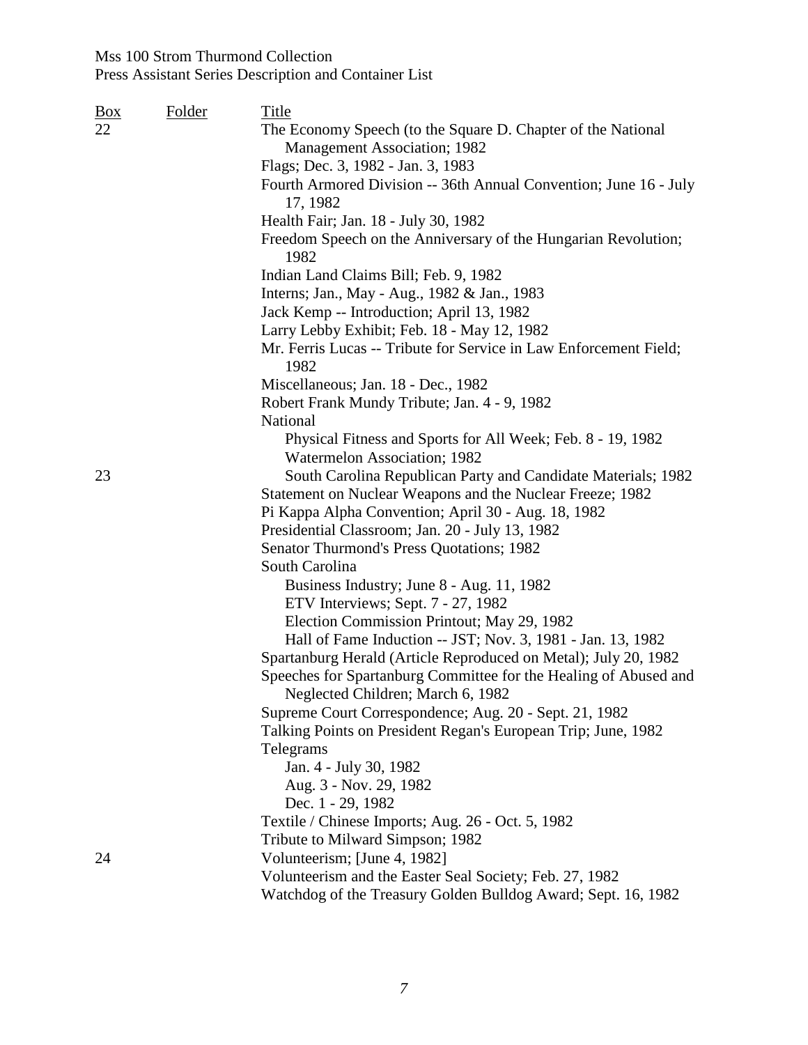| Box | Folder | Title |
| --- | --- | --- |
| 22 | | The Economy Speech (to the Square D. Chapter of the National Management Association; 1982 |
| | | Flags; Dec. 3, 1982 - Jan. 3, 1983 |
| | | Fourth Armored Division -- 36th Annual Convention; June 16 - July 17, 1982 |
| | | Health Fair; Jan. 18 - July 30, 1982 |
| | | Freedom Speech on the Anniversary of the Hungarian Revolution; 1982 |
| | | Indian Land Claims Bill; Feb. 9, 1982 |
| | | Interns; Jan., May - Aug., 1982 & Jan., 1983 |
| | | Jack Kemp -- Introduction; April 13, 1982 |
| | | Larry Lebby Exhibit; Feb. 18 - May 12, 1982 |
| | | Mr. Ferris Lucas -- Tribute for Service in Law Enforcement Field; 1982 |
| | | Miscellaneous; Jan. 18 - Dec., 1982 |
| | | Robert Frank Mundy Tribute; Jan. 4 - 9, 1982 |
| | | National |
| | | Physical Fitness and Sports for All Week; Feb. 8 - 19, 1982 |
| | | Watermelon Association; 1982 |
| 23 | | South Carolina Republican Party and Candidate Materials; 1982 |
| | | Statement on Nuclear Weapons and the Nuclear Freeze; 1982 |
| | | Pi Kappa Alpha Convention; April 30 - Aug. 18, 1982 |
| | | Presidential Classroom; Jan. 20 - July 13, 1982 |
| | | Senator Thurmond's Press Quotations; 1982 |
| | | South Carolina |
| | | Business Industry; June 8 - Aug. 11, 1982 |
| | | ETV Interviews; Sept. 7 - 27, 1982 |
| | | Election Commission Printout; May 29, 1982 |
| | | Hall of Fame Induction -- JST; Nov. 3, 1981 - Jan. 13, 1982 |
| | | Spartanburg Herald (Article Reproduced on Metal); July 20, 1982 |
| | | Speeches for Spartanburg Committee for the Healing of Abused and Neglected Children; March 6, 1982 |
| | | Supreme Court Correspondence; Aug. 20 - Sept. 21, 1982 |
| | | Talking Points on President Regan's European Trip; June, 1982 |
| | | Telegrams |
| | | Jan. 4 - July 30, 1982 |
| | | Aug. 3 - Nov. 29, 1982 |
| | | Dec. 1 - 29, 1982 |
| | | Textile / Chinese Imports; Aug. 26 - Oct. 5, 1982 |
| | | Tribute to Milward Simpson; 1982 |
| 24 | | Volunteerism; [June 4, 1982] |
| | | Volunteerism and the Easter Seal Society; Feb. 27, 1982 |
| | | Watchdog of the Treasury Golden Bulldog Award; Sept. 16, 1982 |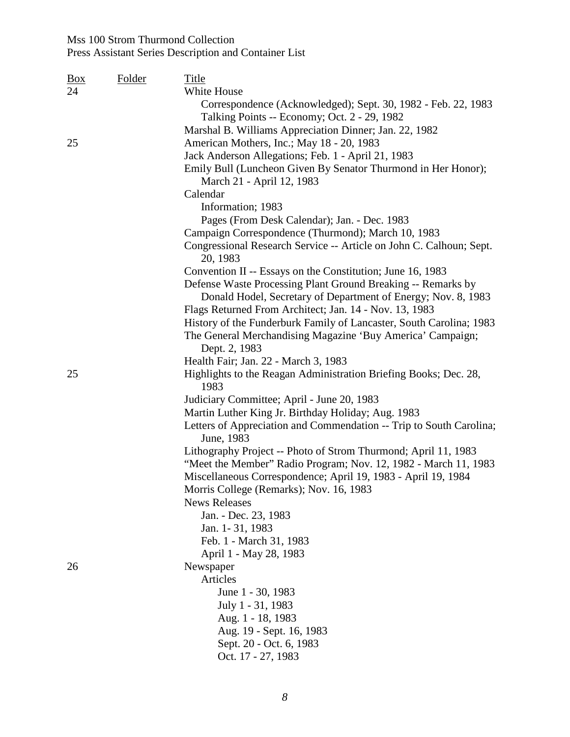| Box | Folder | Title |
|---|---|---|
| 24 | | White House |
| | | Correspondence (Acknowledged); Sept. 30, 1982 - Feb. 22, 1983 |
| | | Talking Points -- Economy; Oct. 2 - 29, 1982 |
| | | Marshal B. Williams Appreciation Dinner; Jan. 22, 1982 |
| 25 | | American Mothers, Inc.; May 18 - 20, 1983 |
| | | Jack Anderson Allegations; Feb. 1 - April 21, 1983 |
| | | Emily Bull (Luncheon Given By Senator Thurmond in Her Honor); March 21 - April 12, 1983 |
| | | Calendar |
| | | Information; 1983 |
| | | Pages (From Desk Calendar); Jan. - Dec. 1983 |
| | | Campaign Correspondence (Thurmond); March 10, 1983 |
| | | Congressional Research Service -- Article on John C. Calhoun; Sept. 20, 1983 |
| | | Convention II -- Essays on the Constitution; June 16, 1983 |
| | | Defense Waste Processing Plant Ground Breaking -- Remarks by Donald Hodel, Secretary of Department of Energy; Nov. 8, 1983 |
| | | Flags Returned From Architect; Jan. 14 - Nov. 13, 1983 |
| | | History of the Funderburk Family of Lancaster, South Carolina; 1983 |
| | | The General Merchandising Magazine 'Buy America' Campaign; Dept. 2, 1983 |
| | | Health Fair; Jan. 22 - March 3, 1983 |
| 25 | | Highlights to the Reagan Administration Briefing Books; Dec. 28, 1983 |
| | | Judiciary Committee; April - June 20, 1983 |
| | | Martin Luther King Jr. Birthday Holiday; Aug. 1983 |
| | | Letters of Appreciation and Commendation -- Trip to South Carolina; June, 1983 |
| | | Lithography Project -- Photo of Strom Thurmond; April 11, 1983 |
| | | "Meet the Member" Radio Program; Nov. 12, 1982 - March 11, 1983 |
| | | Miscellaneous Correspondence; April 19, 1983 - April 19, 1984 |
| | | Morris College (Remarks); Nov. 16, 1983 |
| | | News Releases |
| | | Jan. - Dec. 23, 1983 |
| | | Jan. 1- 31, 1983 |
| | | Feb. 1 - March 31, 1983 |
| | | April 1 - May 28, 1983 |
| 26 | | Newspaper |
| | | Articles |
| | | June 1 - 30, 1983 |
| | | July 1 - 31, 1983 |
| | | Aug. 1 - 18, 1983 |
| | | Aug. 19 - Sept. 16, 1983 |
| | | Sept. 20 - Oct. 6, 1983 |
| | | Oct. 17 - 27, 1983 |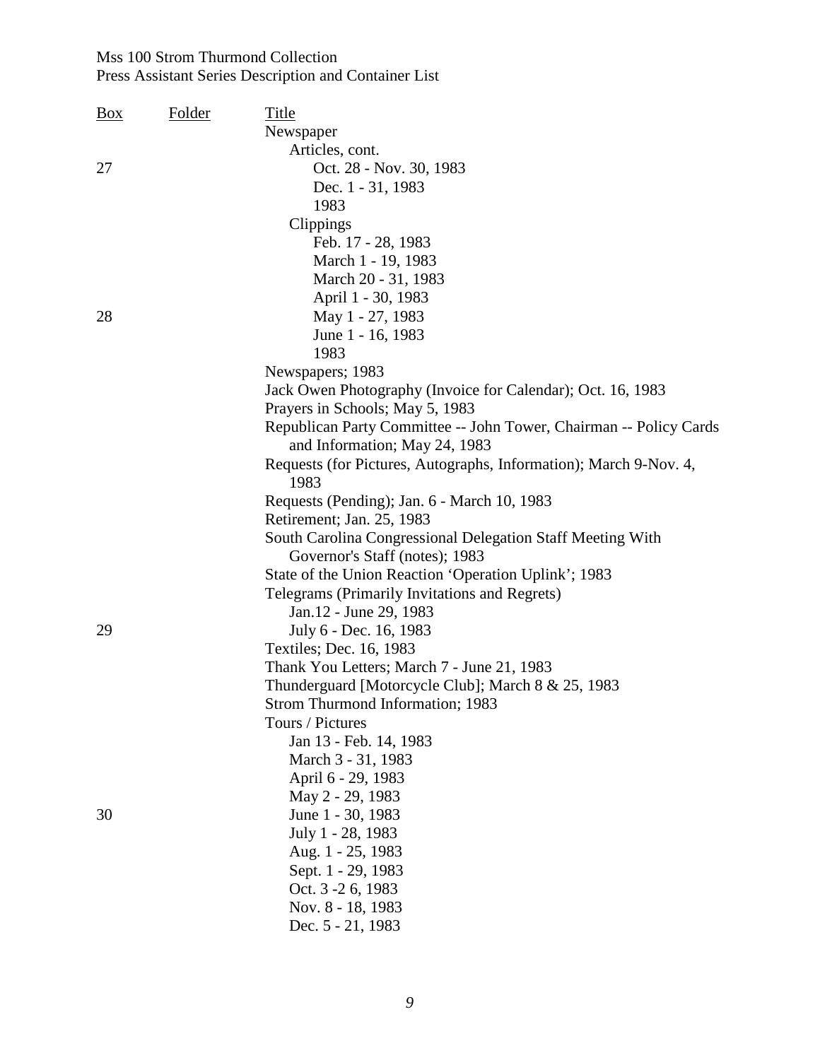| Box | Folder | Title |
|---|---|---|
| | | Newspaper |
| | | Articles, cont. |
| 27 | | Oct. 28 - Nov. 30, 1983 |
| | | Dec. 1 - 31, 1983 |
| | | 1983 |
| | | Clippings |
| | | Feb. 17 - 28, 1983 |
| | | March 1 - 19, 1983 |
| | | March 20 - 31, 1983 |
| | | April 1 - 30, 1983 |
| 28 | | May 1 - 27, 1983 |
| | | June 1 - 16, 1983 |
| | | 1983 |
| | | Newspapers; 1983 |
| | | Jack Owen Photography (Invoice for Calendar); Oct. 16, 1983 |
| | | Prayers in Schools; May 5, 1983 |
| | | Republican Party Committee -- John Tower, Chairman -- Policy Cards and Information; May 24, 1983 |
| | | Requests (for Pictures, Autographs, Information); March 9-Nov. 4, 1983 |
| | | Requests (Pending); Jan. 6 - March 10, 1983 |
| | | Retirement; Jan. 25, 1983 |
| | | South Carolina Congressional Delegation Staff Meeting With Governor's Staff (notes); 1983 |
| | | State of the Union Reaction 'Operation Uplink'; 1983 |
| | | Telegrams (Primarily Invitations and Regrets) |
| | | Jan.12 - June 29, 1983 |
| 29 | | July 6 - Dec. 16, 1983 |
| | | Textiles; Dec. 16, 1983 |
| | | Thank You Letters; March 7 - June 21, 1983 |
| | | Thunderguard [Motorcycle Club]; March 8 & 25, 1983 |
| | | Strom Thurmond Information; 1983 |
| | | Tours / Pictures |
| | | Jan 13 - Feb. 14, 1983 |
| | | March 3 - 31, 1983 |
| | | April 6 - 29, 1983 |
| | | May 2 - 29, 1983 |
| 30 | | June 1 - 30, 1983 |
| | | July 1 - 28, 1983 |
| | | Aug. 1 - 25, 1983 |
| | | Sept. 1 - 29, 1983 |
| | | Oct. 3 -2 6, 1983 |
| | | Nov. 8 - 18, 1983 |
| | | Dec. 5 - 21, 1983 |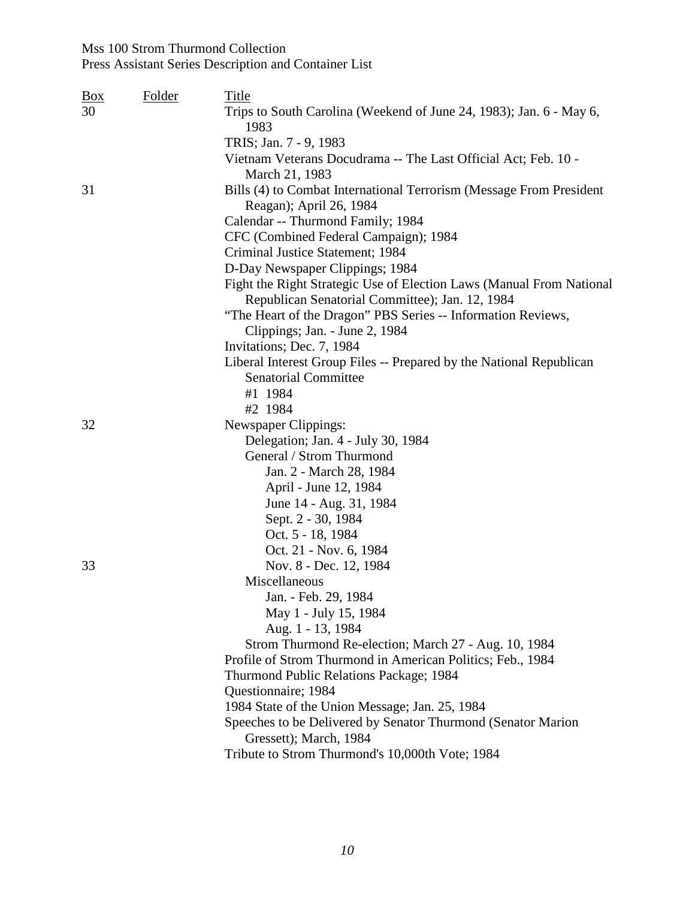| Box | Folder | Title |
|---|---|---|
| 30 | | Trips to South Carolina (Weekend of June 24, 1983); Jan. 6 - May 6, 1983 |
| | | TRIS; Jan. 7 - 9, 1983 |
| | | Vietnam Veterans Docudrama -- The Last Official Act; Feb. 10 - March 21, 1983 |
| 31 | | Bills (4) to Combat International Terrorism (Message From President Reagan); April 26, 1984 |
| | | Calendar -- Thurmond Family; 1984 |
| | | CFC (Combined Federal Campaign); 1984 |
| | | Criminal Justice Statement; 1984 |
| | | D-Day Newspaper Clippings; 1984 |
| | | Fight the Right Strategic Use of Election Laws (Manual From National Republican Senatorial Committee); Jan. 12, 1984 |
| | | "The Heart of the Dragon" PBS Series -- Information Reviews, Clippings; Jan. - June 2, 1984 |
| | | Invitations; Dec. 7, 1984 |
| | | Liberal Interest Group Files -- Prepared by the National Republican Senatorial Committee |
| | | #1 1984 |
| | | #2 1984 |
| 32 | | Newspaper Clippings: |
| | | Delegation; Jan. 4 - July 30, 1984 |
| | | General / Strom Thurmond |
| | | Jan. 2 - March 28, 1984 |
| | | April - June 12, 1984 |
| | | June 14 - Aug. 31, 1984 |
| | | Sept. 2 - 30, 1984 |
| | | Oct. 5 - 18, 1984 |
| | | Oct. 21 - Nov. 6, 1984 |
| 33 | | Nov. 8 - Dec. 12, 1984 |
| | | Miscellaneous |
| | | Jan. - Feb. 29, 1984 |
| | | May 1 - July 15, 1984 |
| | | Aug. 1 - 13, 1984 |
| | | Strom Thurmond Re-election; March 27 - Aug. 10, 1984 |
| | | Profile of Strom Thurmond in American Politics; Feb., 1984 |
| | | Thurmond Public Relations Package; 1984 |
| | | Questionnaire; 1984 |
| | | 1984 State of the Union Message; Jan. 25, 1984 |
| | | Speeches to be Delivered by Senator Thurmond (Senator Marion Gressett); March, 1984 |
| | | Tribute to Strom Thurmond's 10,000th Vote; 1984 |